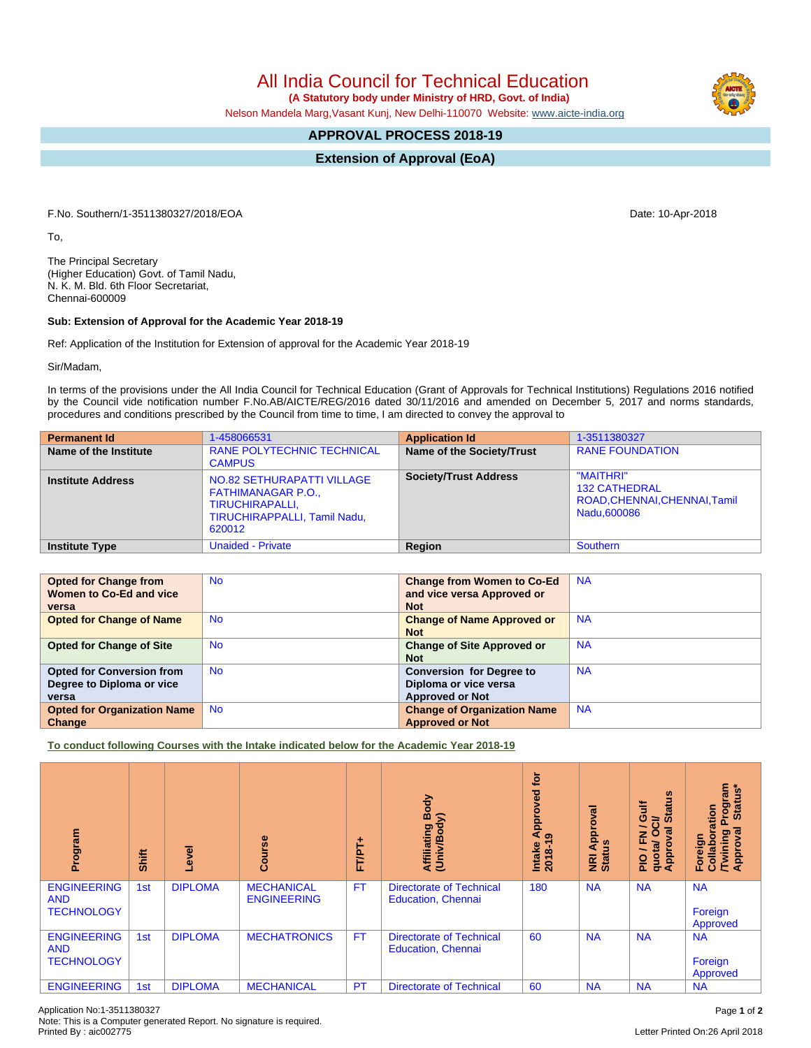# All India Council for Technical Education

**(A Statutory body under Ministry of HRD, Govt. of India)**

Nelson Mandela Marg,Vasant Kunj, New Delhi-110070 Website: www.aicte-india.org

## APPROVAL PROCESS 2018-19

## Extension of Approval (EoA)

F.No. Southern/1-3511380327/2018/EOA

Date: 10-Apr-2018

To,

The Principal Secretary
(Higher Education) Govt. of Tamil Nadu,
N. K. M. Bld. 6th Floor Secretariat,
Chennai-600009

**Sub: Extension of Approval for the Academic Year 2018-19**

Ref: Application of the Institution for Extension of approval for the Academic Year 2018-19

Sir/Madam,

In terms of the provisions under the All India Council for Technical Education (Grant of Approvals for Technical Institutions) Regulations 2016 notified by the Council vide notification number F.No.AB/AICTE/REG/2016 dated 30/11/2016 and amended on December 5, 2017 and norms standards, procedures and conditions prescribed by the Council from time to time, I am directed to convey the approval to

| **Permanent Id** | 1-458066531 | **Application Id** | 1-3511380327 |
|---|---|---|---|
| **Name of the Institute** | RANE POLYTECHNIC TECHNICAL CAMPUS | **Name of the Society/Trust** | RANE FOUNDATION |
| **Institute Address** | NO.82 SETHURAPATTI VILLAGE FATHIMANAGAR P.O., TIRUCHIRAPALLI, TIRUCHIRAPPALLI, Tamil Nadu, 620012 | **Society/Trust Address** | "MAITHRI" 132 CATHEDRAL ROAD,CHENNAI,CHENNAI,Tamil Nadu,600086 |
| **Institute Type** | Unaided - Private | **Region** | Southern |

| **Opted for Change from Women to Co-Ed and vice versa** | No | **Change from Women to Co-Ed and vice versa Approved or Not** | NA |
|---|---|---|---|
| **Opted for Change of Name** | No | **Change of Name Approved or Not** | NA |
| **Opted for Change of Site** | No | **Change of Site Approved or Not** | NA |
| **Opted for Conversion from Degree to Diploma or vice versa** | No | **Conversion for Degree to Diploma or vice versa Approved or Not** | NA |
| **Opted for Organization Name Change** | No | **Change of Organization Name Approved or Not** | NA |

**To conduct following Courses with the Intake indicated below for the Academic Year 2018-19**

| Program | Shift | Level | Course | FT/PT+ | Affiliating Body (Univ/Body) | Intake Approved for 2018-19 | NRI Approval Status | PIO / FN / Gulf quota/ OCI/ Approval Status | Foreign Collaboration /Twining Program Approval Status* |
|---|---|---|---|---|---|---|---|---|---|
| ENGINEERING AND TECHNOLOGY | 1st | DIPLOMA | MECHANICAL ENGINEERING | FT | Directorate of Technical Education, Chennai | 180 | NA | NA | NA<br><br>Foreign Approved |
| ENGINEERING AND TECHNOLOGY | 1st | DIPLOMA | MECHATRONICS | FT | Directorate of Technical Education, Chennai | 60 | NA | NA | NA<br><br>Foreign Approved |
| ENGINEERING | 1st | DIPLOMA | MECHANICAL | PT | Directorate of Technical | 60 | NA | NA | NA |

Application No:1-3511380327
Note: This is a Computer generated Report. No signature is required.
Printed By : aic002775

Letter Printed On:26 April 2018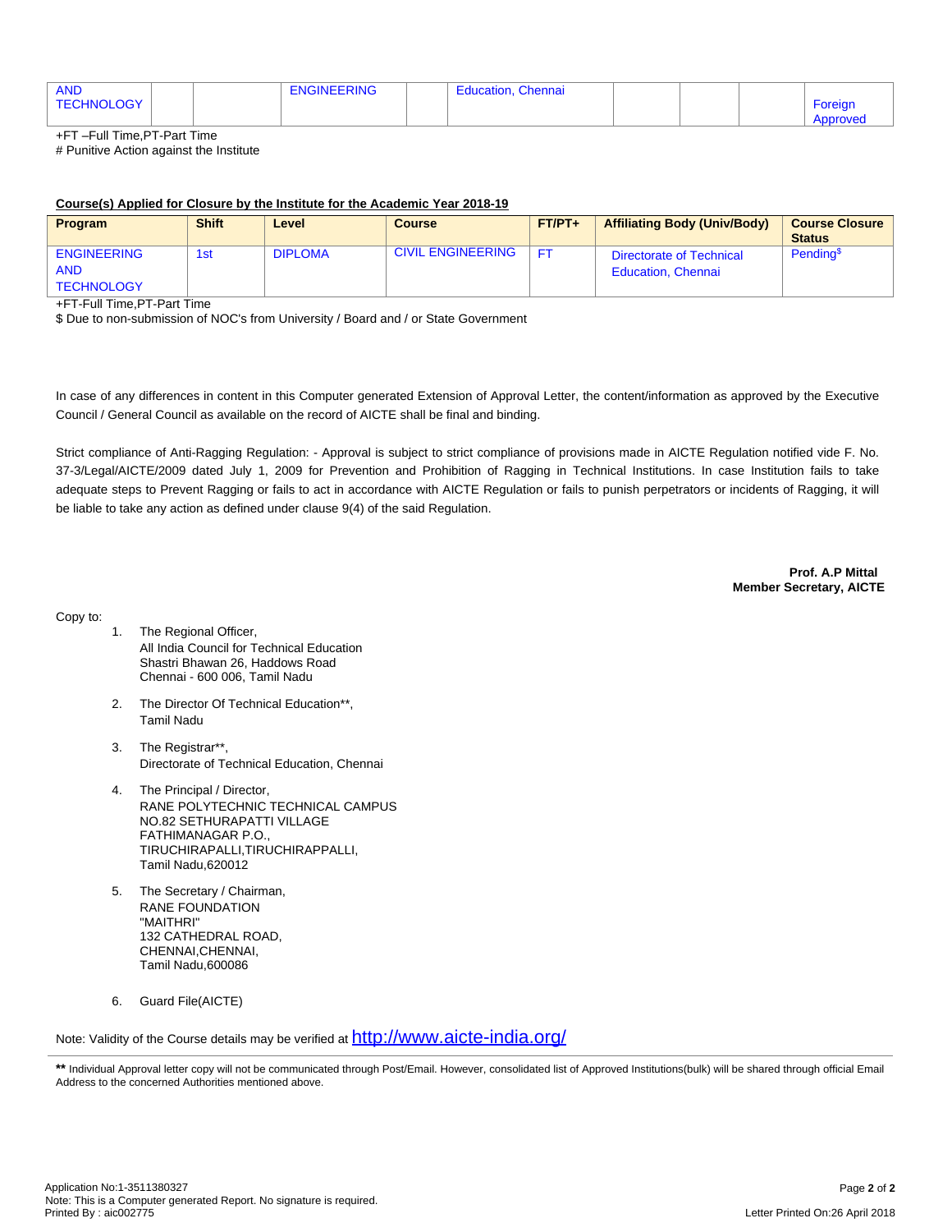| | | | | | | | | |
|---|---|---|---|---|---|---|---|---|
| AND TECHNOLOGY | | | ENGINEERING | | Education, Chennai | | | Foreign Approved |

+FT –Full Time,PT-Part Time

# Punitive Action against the Institute

**Course(s) Applied for Closure by the Institute for the Academic Year 2018-19**

| Program | Shift | Level | Course | FT/PT+ | Affiliating Body (Univ/Body) | Course Closure Status |
|---|---|---|---|---|---|---|
| ENGINEERING AND TECHNOLOGY | 1st | DIPLOMA | CIVIL ENGINEERING | FT | Directorate of Technical Education, Chennai | Pending$ |

+FT-Full Time,PT-Part Time

$ Due to non-submission of NOC's from University / Board and / or State Government

In case of any differences in content in this Computer generated Extension of Approval Letter, the content/information as approved by the Executive Council / General Council as available on the record of AICTE shall be final and binding.

Strict compliance of Anti-Ragging Regulation: - Approval is subject to strict compliance of provisions made in AICTE Regulation notified vide F. No. 37-3/Legal/AICTE/2009 dated July 1, 2009 for Prevention and Prohibition of Ragging in Technical Institutions. In case Institution fails to take adequate steps to Prevent Ragging or fails to act in accordance with AICTE Regulation or fails to punish perpetrators or incidents of Ragging, it will be liable to take any action as defined under clause 9(4) of the said Regulation.

**Prof. A.P Mittal**
**Member Secretary, AICTE**

Copy to:

1. The Regional Officer,
   All India Council for Technical Education
   Shastri Bhawan 26, Haddows Road
   Chennai - 600 006, Tamil Nadu

2. The Director Of Technical Education**,
   Tamil Nadu

3. The Registrar**,
   Directorate of Technical Education, Chennai

4. The Principal / Director,
   RANE POLYTECHNIC TECHNICAL CAMPUS
   NO.82 SETHURAPATTI VILLAGE
   FATHIMANAGAR P.O.,
   TIRUCHIRAPALLI,TIRUCHIRAPPALLI,
   Tamil Nadu,620012

5. The Secretary / Chairman,
   RANE FOUNDATION
   "MAITHRI"
   132 CATHEDRAL ROAD,
   CHENNAI,CHENNAI,
   Tamil Nadu,600086

6. Guard File(AICTE)

Note: Validity of the Course details may be verified at http://www.aicte-india.org/

**\*\*** Individual Approval letter copy will not be communicated through Post/Email. However, consolidated list of Approved Institutions(bulk) will be shared through official Email Address to the concerned Authorities mentioned above.

Application No:1-3511380327
Note: This is a Computer generated Report. No signature is required.
Printed By : aic002775

Letter Printed On:26 April 2018